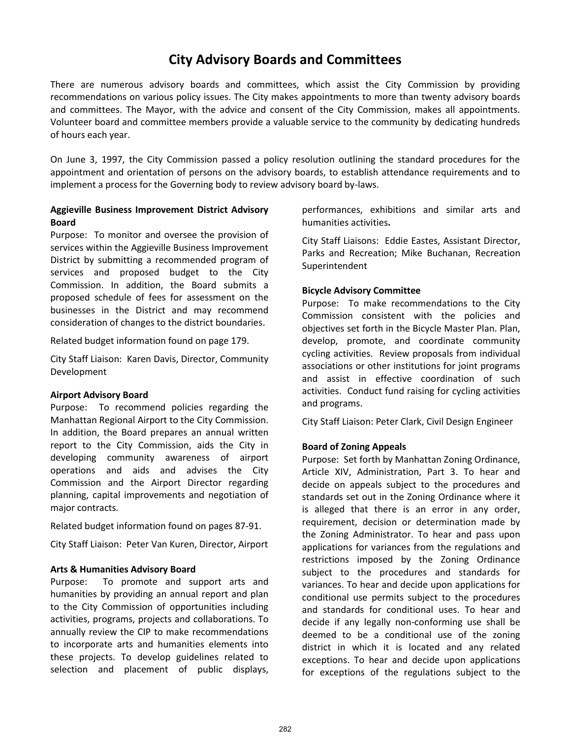# City Advisory Boards and Committees

There are numerous advisory boards and committees, which assist the City Commission by providing recommendations on various policy issues. The City makes appointments to more than twenty advisory boards and committees. The Mayor, with the advice and consent of the City Commission, makes all appointments. Volunteer board and committee members provide a valuable service to the community by dedicating hundreds of hours each year.

On June 3, 1997, the City Commission passed a policy resolution outlining the standard procedures for the appointment and orientation of persons on the advisory boards, to establish attendance requirements and to implement a process for the Governing body to review advisory board by-laws.

**Aggieville Business Improvement District Advisory Board**
Purpose: To monitor and oversee the provision of services within the Aggieville Business Improvement District by submitting a recommended program of services and proposed budget to the City Commission. In addition, the Board submits a proposed schedule of fees for assessment on the businesses in the District and may recommend consideration of changes to the district boundaries.

Related budget information found on page 179.

City Staff Liaison: Karen Davis, Director, Community Development

**Airport Advisory Board**
Purpose: To recommend policies regarding the Manhattan Regional Airport to the City Commission. In addition, the Board prepares an annual written report to the City Commission, aids the City in developing community awareness of airport operations and aids and advises the City Commission and the Airport Director regarding planning, capital improvements and negotiation of major contracts.

Related budget information found on pages 87-91.

City Staff Liaison: Peter Van Kuren, Director, Airport

**Arts & Humanities Advisory Board**
Purpose: To promote and support arts and humanities by providing an annual report and plan to the City Commission of opportunities including activities, programs, projects and collaborations. To annually review the CIP to make recommendations to incorporate arts and humanities elements into these projects. To develop guidelines related to selection and placement of public displays, performances, exhibitions and similar arts and humanities activities.

City Staff Liaisons: Eddie Eastes, Assistant Director, Parks and Recreation; Mike Buchanan, Recreation Superintendent

**Bicycle Advisory Committee**
Purpose: To make recommendations to the City Commission consistent with the policies and objectives set forth in the Bicycle Master Plan. Plan, develop, promote, and coordinate community cycling activities. Review proposals from individual associations or other institutions for joint programs and assist in effective coordination of such activities. Conduct fund raising for cycling activities and programs.

City Staff Liaison: Peter Clark, Civil Design Engineer

**Board of Zoning Appeals**
Purpose: Set forth by Manhattan Zoning Ordinance, Article XIV, Administration, Part 3. To hear and decide on appeals subject to the procedures and standards set out in the Zoning Ordinance where it is alleged that there is an error in any order, requirement, decision or determination made by the Zoning Administrator. To hear and pass upon applications for variances from the regulations and restrictions imposed by the Zoning Ordinance subject to the procedures and standards for variances. To hear and decide upon applications for conditional use permits subject to the procedures and standards for conditional uses. To hear and decide if any legally non-conforming use shall be deemed to be a conditional use of the zoning district in which it is located and any related exceptions. To hear and decide upon applications for exceptions of the regulations subject to the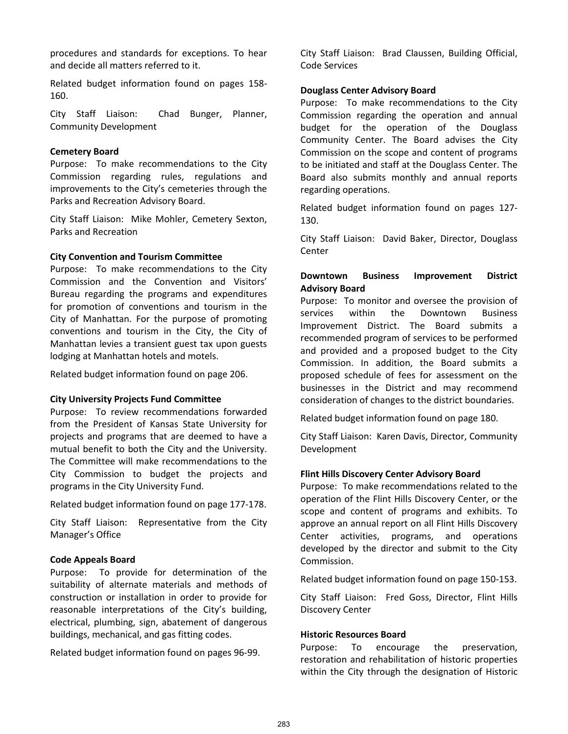procedures and standards for exceptions. To hear and decide all matters referred to it.

Related budget information found on pages 158-160.

City Staff Liaison: Chad Bunger, Planner, Community Development

**Cemetery Board**
Purpose: To make recommendations to the City Commission regarding rules, regulations and improvements to the City's cemeteries through the Parks and Recreation Advisory Board.

City Staff Liaison: Mike Mohler, Cemetery Sexton, Parks and Recreation

**City Convention and Tourism Committee**
Purpose: To make recommendations to the City Commission and the Convention and Visitors' Bureau regarding the programs and expenditures for promotion of conventions and tourism in the City of Manhattan. For the purpose of promoting conventions and tourism in the City, the City of Manhattan levies a transient guest tax upon guests lodging at Manhattan hotels and motels.

Related budget information found on page 206.

**City University Projects Fund Committee**
Purpose: To review recommendations forwarded from the President of Kansas State University for projects and programs that are deemed to have a mutual benefit to both the City and the University. The Committee will make recommendations to the City Commission to budget the projects and programs in the City University Fund.

Related budget information found on page 177-178.

City Staff Liaison: Representative from the City Manager's Office

**Code Appeals Board**
Purpose: To provide for determination of the suitability of alternate materials and methods of construction or installation in order to provide for reasonable interpretations of the City's building, electrical, plumbing, sign, abatement of dangerous buildings, mechanical, and gas fitting codes.

Related budget information found on pages 96-99.

City Staff Liaison: Brad Claussen, Building Official, Code Services

**Douglass Center Advisory Board**
Purpose: To make recommendations to the City Commission regarding the operation and annual budget for the operation of the Douglass Community Center. The Board advises the City Commission on the scope and content of programs to be initiated and staff at the Douglass Center. The Board also submits monthly and annual reports regarding operations.

Related budget information found on pages 127-130.

City Staff Liaison: David Baker, Director, Douglass Center

**Downtown Business Improvement District Advisory Board**
Purpose: To monitor and oversee the provision of services within the Downtown Business Improvement District. The Board submits a recommended program of services to be performed and provided and a proposed budget to the City Commission. In addition, the Board submits a proposed schedule of fees for assessment on the businesses in the District and may recommend consideration of changes to the district boundaries.

Related budget information found on page 180.

City Staff Liaison: Karen Davis, Director, Community Development

**Flint Hills Discovery Center Advisory Board**
Purpose: To make recommendations related to the operation of the Flint Hills Discovery Center, or the scope and content of programs and exhibits. To approve an annual report on all Flint Hills Discovery Center activities, programs, and operations developed by the director and submit to the City Commission.

Related budget information found on page 150-153.

City Staff Liaison: Fred Goss, Director, Flint Hills Discovery Center

**Historic Resources Board**
Purpose: To encourage the preservation, restoration and rehabilitation of historic properties within the City through the designation of Historic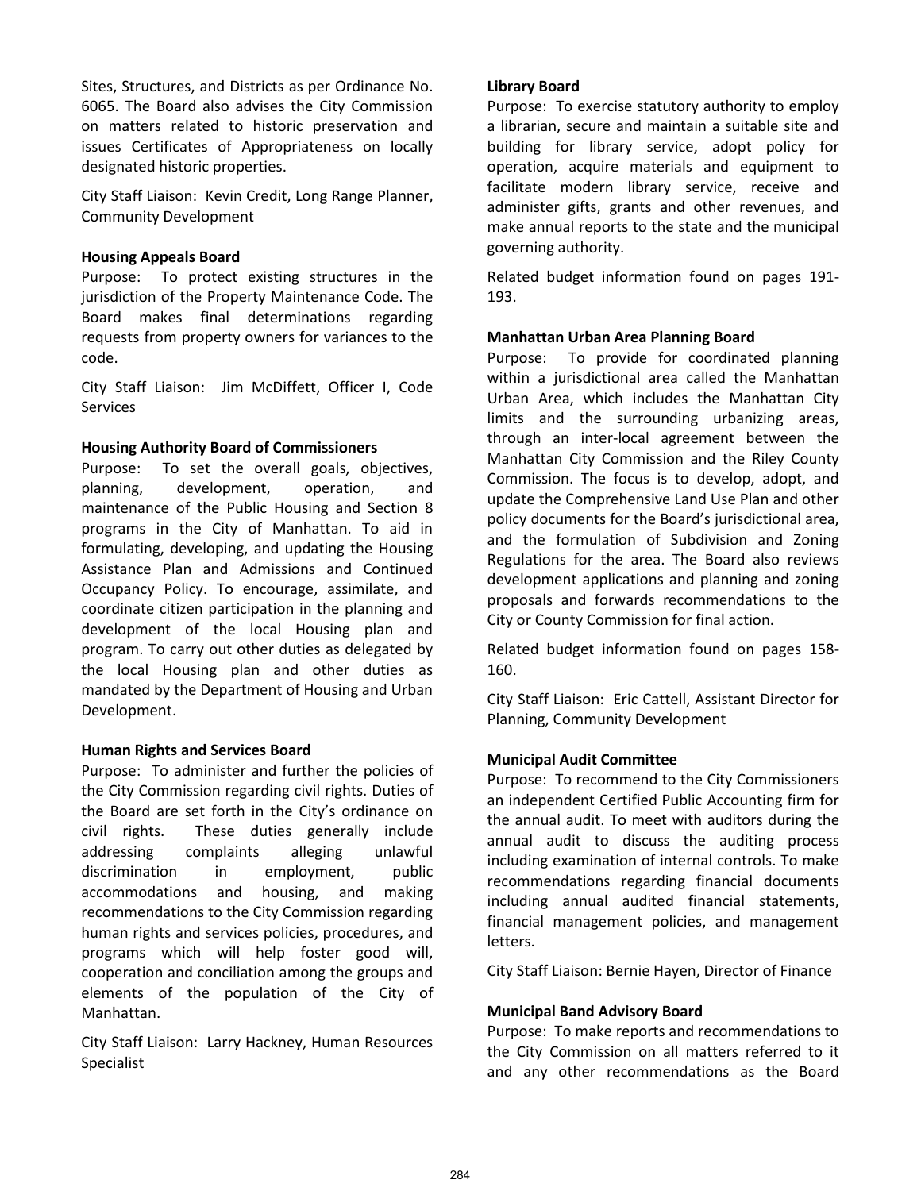Sites, Structures, and Districts as per Ordinance No. 6065. The Board also advises the City Commission on matters related to historic preservation and issues Certificates of Appropriateness on locally designated historic properties.

City Staff Liaison: Kevin Credit, Long Range Planner, Community Development

**Housing Appeals Board**

Purpose: To protect existing structures in the jurisdiction of the Property Maintenance Code. The Board makes final determinations regarding requests from property owners for variances to the code.

City Staff Liaison: Jim McDiffett, Officer I, Code Services

**Housing Authority Board of Commissioners**

Purpose: To set the overall goals, objectives, planning, development, operation, and maintenance of the Public Housing and Section 8 programs in the City of Manhattan. To aid in formulating, developing, and updating the Housing Assistance Plan and Admissions and Continued Occupancy Policy. To encourage, assimilate, and coordinate citizen participation in the planning and development of the local Housing plan and program. To carry out other duties as delegated by the local Housing plan and other duties as mandated by the Department of Housing and Urban Development.

**Human Rights and Services Board**

Purpose: To administer and further the policies of the City Commission regarding civil rights. Duties of the Board are set forth in the City's ordinance on civil rights. These duties generally include addressing complaints alleging unlawful discrimination in employment, public accommodations and housing, and making recommendations to the City Commission regarding human rights and services policies, procedures, and programs which will help foster good will, cooperation and conciliation among the groups and elements of the population of the City of Manhattan.

City Staff Liaison: Larry Hackney, Human Resources Specialist

**Library Board**

Purpose: To exercise statutory authority to employ a librarian, secure and maintain a suitable site and building for library service, adopt policy for operation, acquire materials and equipment to facilitate modern library service, receive and administer gifts, grants and other revenues, and make annual reports to the state and the municipal governing authority.

Related budget information found on pages 191-193.

**Manhattan Urban Area Planning Board**

Purpose: To provide for coordinated planning within a jurisdictional area called the Manhattan Urban Area, which includes the Manhattan City limits and the surrounding urbanizing areas, through an inter-local agreement between the Manhattan City Commission and the Riley County Commission. The focus is to develop, adopt, and update the Comprehensive Land Use Plan and other policy documents for the Board's jurisdictional area, and the formulation of Subdivision and Zoning Regulations for the area. The Board also reviews development applications and planning and zoning proposals and forwards recommendations to the City or County Commission for final action.

Related budget information found on pages 158-160.

City Staff Liaison: Eric Cattell, Assistant Director for Planning, Community Development

**Municipal Audit Committee**

Purpose: To recommend to the City Commissioners an independent Certified Public Accounting firm for the annual audit. To meet with auditors during the annual audit to discuss the auditing process including examination of internal controls. To make recommendations regarding financial documents including annual audited financial statements, financial management policies, and management letters.

City Staff Liaison: Bernie Hayen, Director of Finance

**Municipal Band Advisory Board**

Purpose: To make reports and recommendations to the City Commission on all matters referred to it and any other recommendations as the Board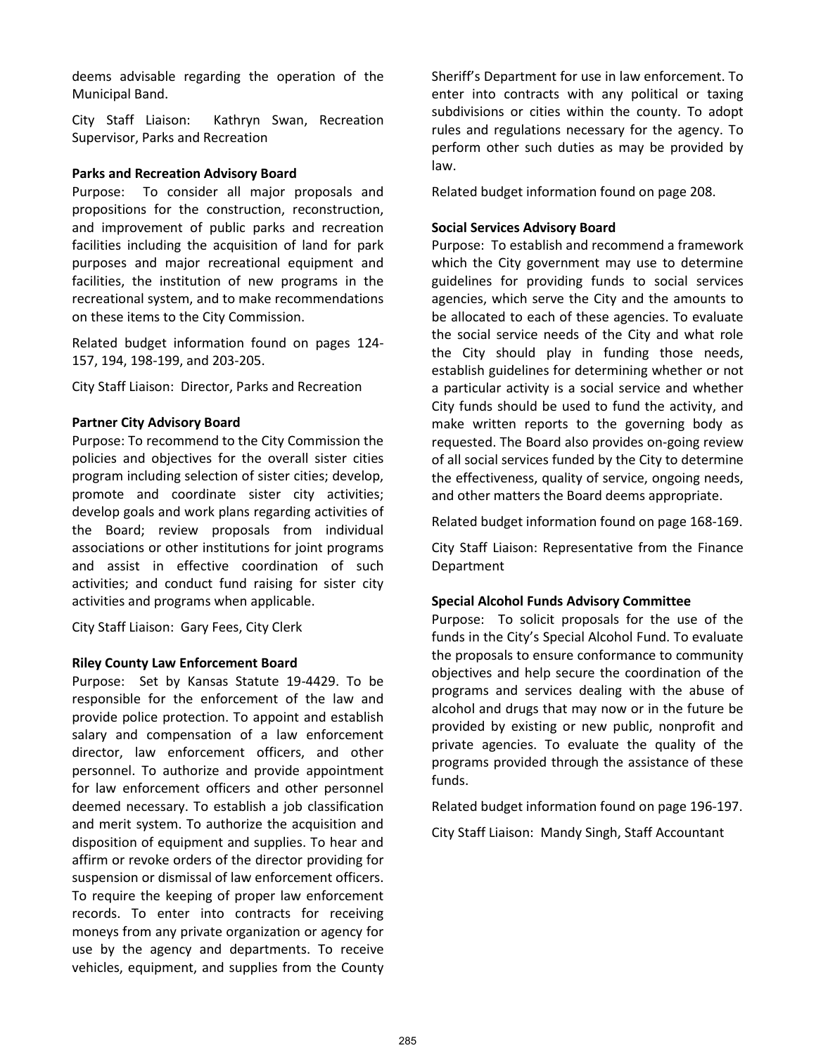deems advisable regarding the operation of the Municipal Band.

City Staff Liaison: Kathryn Swan, Recreation Supervisor, Parks and Recreation

**Parks and Recreation Advisory Board**

Purpose: To consider all major proposals and propositions for the construction, reconstruction, and improvement of public parks and recreation facilities including the acquisition of land for park purposes and major recreational equipment and facilities, the institution of new programs in the recreational system, and to make recommendations on these items to the City Commission.

Related budget information found on pages 124-157, 194, 198-199, and 203-205.

City Staff Liaison: Director, Parks and Recreation

**Partner City Advisory Board**

Purpose: To recommend to the City Commission the policies and objectives for the overall sister cities program including selection of sister cities; develop, promote and coordinate sister city activities; develop goals and work plans regarding activities of the Board; review proposals from individual associations or other institutions for joint programs and assist in effective coordination of such activities; and conduct fund raising for sister city activities and programs when applicable.

City Staff Liaison: Gary Fees, City Clerk

**Riley County Law Enforcement Board**

Purpose: Set by Kansas Statute 19-4429. To be responsible for the enforcement of the law and provide police protection. To appoint and establish salary and compensation of a law enforcement director, law enforcement officers, and other personnel. To authorize and provide appointment for law enforcement officers and other personnel deemed necessary. To establish a job classification and merit system. To authorize the acquisition and disposition of equipment and supplies. To hear and affirm or revoke orders of the director providing for suspension or dismissal of law enforcement officers. To require the keeping of proper law enforcement records. To enter into contracts for receiving moneys from any private organization or agency for use by the agency and departments. To receive vehicles, equipment, and supplies from the County Sheriff's Department for use in law enforcement. To enter into contracts with any political or taxing subdivisions or cities within the county. To adopt rules and regulations necessary for the agency. To perform other such duties as may be provided by law.

Related budget information found on page 208.

**Social Services Advisory Board**

Purpose: To establish and recommend a framework which the City government may use to determine guidelines for providing funds to social services agencies, which serve the City and the amounts to be allocated to each of these agencies. To evaluate the social service needs of the City and what role the City should play in funding those needs, establish guidelines for determining whether or not a particular activity is a social service and whether City funds should be used to fund the activity, and make written reports to the governing body as requested. The Board also provides on-going review of all social services funded by the City to determine the effectiveness, quality of service, ongoing needs, and other matters the Board deems appropriate.

Related budget information found on page 168-169.

City Staff Liaison: Representative from the Finance Department

**Special Alcohol Funds Advisory Committee**

Purpose: To solicit proposals for the use of the funds in the City's Special Alcohol Fund. To evaluate the proposals to ensure conformance to community objectives and help secure the coordination of the programs and services dealing with the abuse of alcohol and drugs that may now or in the future be provided by existing or new public, nonprofit and private agencies. To evaluate the quality of the programs provided through the assistance of these funds.

Related budget information found on page 196-197.

City Staff Liaison: Mandy Singh, Staff Accountant